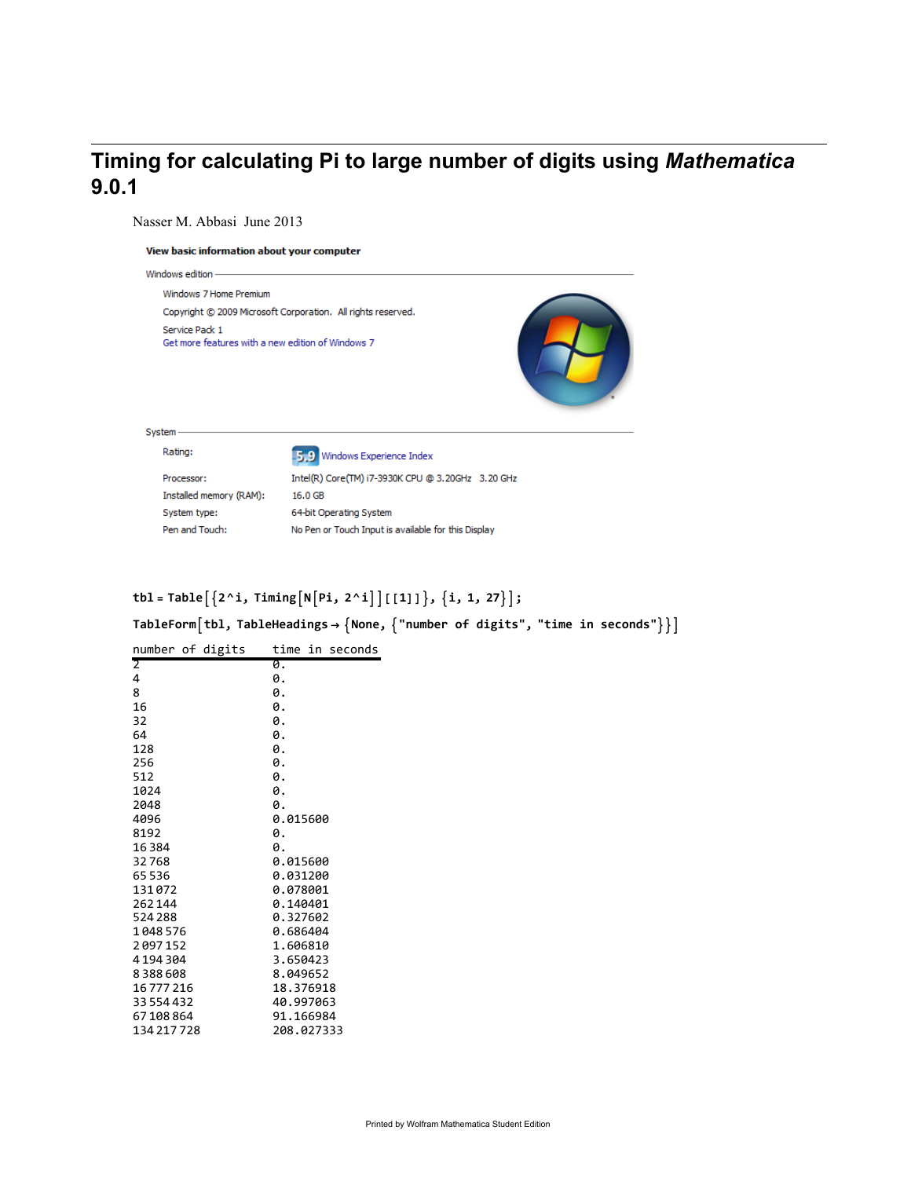# Timing for calculating Pi to large number of digits using *Mathematica* 9.0.1

Nasser M. Abbasi June 2013

**View basic information about your computer**

Windows edition

Windows 7 Home Premium

Copyright © 2009 Microsoft Corporation. All rights reserved.

Service Pack 1

Get more features with a new edition of Windows 7

System

| | |
|---|---|
| Rating: | 5.9 Windows Experience Index |
| Processor: | Intel(R) Core(TM) i7-3930K CPU @ 3.20GHz 3.20 GHz |
| Installed memory (RAM): | 16.0 GB |
| System type: | 64-bit Operating System |
| Pen and Touch: | No Pen or Touch Input is available for this Display |

```
tbl = Table[{2^i, Timing[N[Pi, 2^i]][[1]]}, {i, 1, 27}];
TableForm[tbl, TableHeadings → {None, {"number of digits", "time in seconds"}}]
```

| number of digits | time in seconds |
|---|---|
| 2 | 0. |
| 4 | 0. |
| 8 | 0. |
| 16 | 0. |
| 32 | 0. |
| 64 | 0. |
| 128 | 0. |
| 256 | 0. |
| 512 | 0. |
| 1024 | 0. |
| 2048 | 0. |
| 4096 | 0.015600 |
| 8192 | 0. |
| 16 384 | 0. |
| 32 768 | 0.015600 |
| 65 536 | 0.031200 |
| 131 072 | 0.078001 |
| 262 144 | 0.140401 |
| 524 288 | 0.327602 |
| 1 048 576 | 0.686404 |
| 2 097 152 | 1.606810 |
| 4 194 304 | 3.650423 |
| 8 388 608 | 8.049652 |
| 16 777 216 | 18.376918 |
| 33 554 432 | 40.997063 |
| 67 108 864 | 91.166984 |
| 134 217 728 | 208.027333 |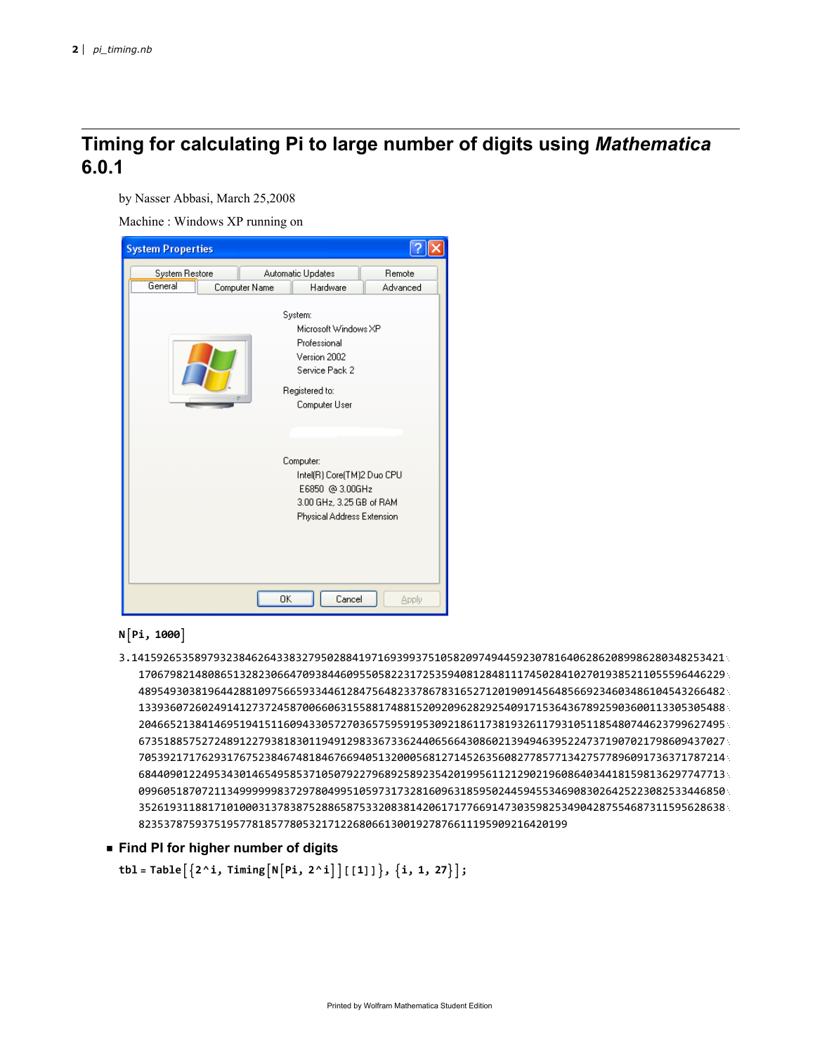# Timing for calculating Pi to large number of digits using *Mathematica* 6.0.1

by Nasser Abbasi, March 25,2008

Machine : Windows XP running on

System Properties

System: Microsoft Windows XP Professional Version 2002 Service Pack 2

Registered to: Computer User

Computer: Intel(R) Core(TM)2 Duo CPU E6850 @ 3.00GHz 3.00 GHz, 3.25 GB of RAM Physical Address Extension

```
N[Pi, 1000]
```

```
3.1415926535897932384626433832795028841971693993751058209749445923078164062862089986280348253421
170679821480865132823066470938446095505822317253594081284811174502841027019385211055596446229
489549303819644288109756659334461284756482337867831652712019091456485669234603486104543266482
133936072602491412737245870066063155881748815209209628292540917153643678925903600113305305488
204665213841469519415116094330572703657595919530921861173819326117931051185480744623799627495
673518857527248912279381830119491298336733624406566430860213949463952247371907021798609437027
705392171762931767523846748184676694051320005681271452635608277857713427577896091736371787214
684409012249534301465495853710507922796892589235420199561121290219608640344181598136297747713
099605187072113499999983729780499510597317328160963185950244594553469083026425223082533446850
352619311881710100031378387528865875332083814206171776691473035982534904287554687311595628638
823537875937519577818577805321712268066130019278766111959092164201 99
```

## Find PI for higher number of digits

```
tbl = Table[{2^i, Timing[N[Pi, 2^i]][[1]]}, {i, 1, 27}];
```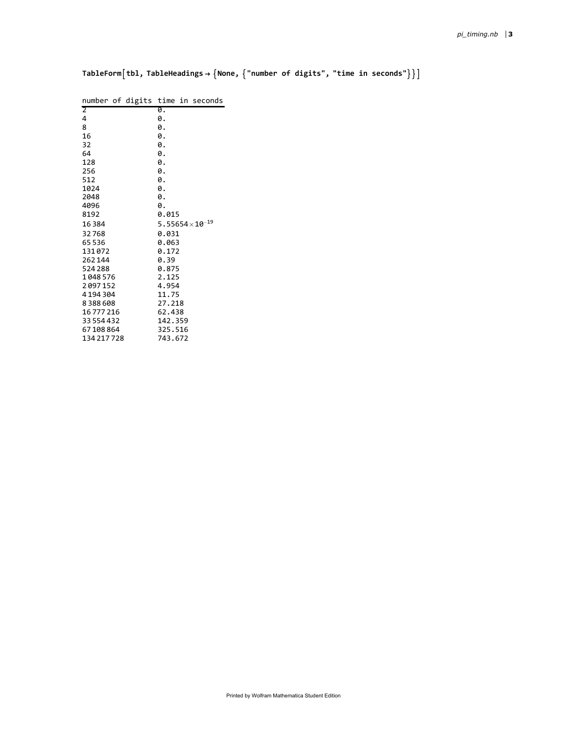```
TableForm[tbl, TableHeadings → {None, {"number of digits", "time in seconds"}}]
```

| number of digits | time in seconds |
|---|---|
| 2 | 0. |
| 4 | 0. |
| 8 | 0. |
| 16 | 0. |
| 32 | 0. |
| 64 | 0. |
| 128 | 0. |
| 256 | 0. |
| 512 | 0. |
| 1024 | 0. |
| 2048 | 0. |
| 4096 | 0. |
| 8192 | 0.015 |
| 16384 | $5.55654 \times 10^{-19}$ |
| 32768 | 0.031 |
| 65536 | 0.063 |
| 131072 | 0.172 |
| 262144 | 0.39 |
| 524288 | 0.875 |
| 1048576 | 2.125 |
| 2097152 | 4.954 |
| 4194304 | 11.75 |
| 8388608 | 27.218 |
| 16777216 | 62.438 |
| 33554432 | 142.359 |
| 67108864 | 325.516 |
| 134217728 | 743.672 |

Printed by Wolfram Mathematica Student Edition